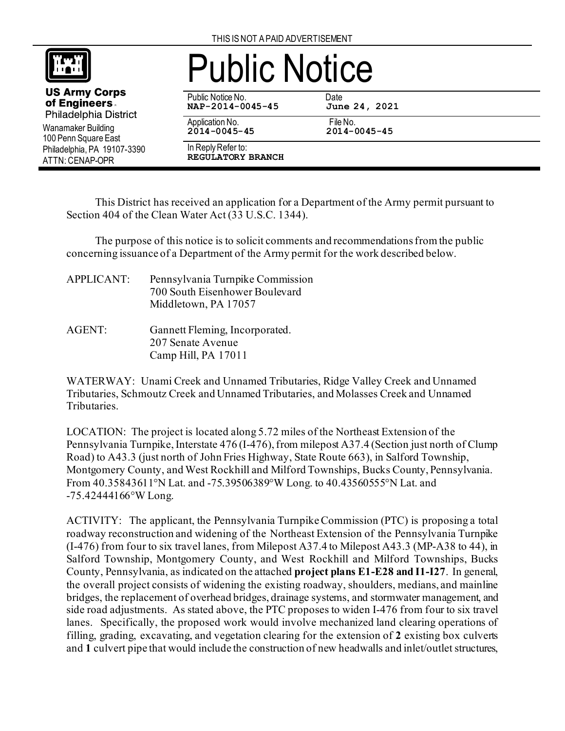THIS IS NOT A PAID ADVERTISEMENT

**US Army Corps of Engineers**
Philadelphia District
Wanamaker Building
100 Penn Square East
Philadelphia, PA 19107-3390
ATTN: CENAP-OPR

# Public Notice

| Public Notice No. | Date |
|---|---|
| **NAP-2014-0045-45** | **June 24, 2021** |
| Application No. | File No. |
| **2014-0045-45** | **2014-0045-45** |
| In Reply Refer to: | |
| **REGULATORY BRANCH** | |

This District has received an application for a Department of the Army permit pursuant to Section 404 of the Clean Water Act (33 U.S.C. 1344).

The purpose of this notice is to solicit comments and recommendations from the public concerning issuance of a Department of the Army permit for the work described below.

APPLICANT: Pennsylvania Turnpike Commission
700 South Eisenhower Boulevard
Middletown, PA 17057

AGENT: Gannett Fleming, Incorporated.
207 Senate Avenue
Camp Hill, PA 17011

WATERWAY: Unami Creek and Unnamed Tributaries, Ridge Valley Creek and Unnamed Tributaries, Schmoutz Creek and Unnamed Tributaries, and Molasses Creek and Unnamed Tributaries.

LOCATION: The project is located along 5.72 miles of the Northeast Extension of the Pennsylvania Turnpike, Interstate 476 (I-476), from milepost A37.4 (Section just north of Clump Road) to A43.3 (just north of John Fries Highway, State Route 663), in Salford Township, Montgomery County, and West Rockhill and Milford Townships, Bucks County, Pennsylvania. From 40.35843611°N Lat. and -75.39506389°W Long. to 40.43560555°N Lat. and -75.42444166°W Long.

ACTIVITY: The applicant, the Pennsylvania Turnpike Commission (PTC) is proposing a total roadway reconstruction and widening of the Northeast Extension of the Pennsylvania Turnpike (I-476) from four to six travel lanes, from Milepost A37.4 to Milepost A43.3 (MP-A38 to 44), in Salford Township, Montgomery County, and West Rockhill and Milford Townships, Bucks County, Pennsylvania, as indicated on the attached **project plans E1-E28 and I1-I27**. In general, the overall project consists of widening the existing roadway, shoulders, medians, and mainline bridges, the replacement of overhead bridges, drainage systems, and stormwater management, and side road adjustments. As stated above, the PTC proposes to widen I-476 from four to six travel lanes. Specifically, the proposed work would involve mechanized land clearing operations of filling, grading, excavating, and vegetation clearing for the extension of **2** existing box culverts and **1** culvert pipe that would include the construction of new headwalls and inlet/outlet structures,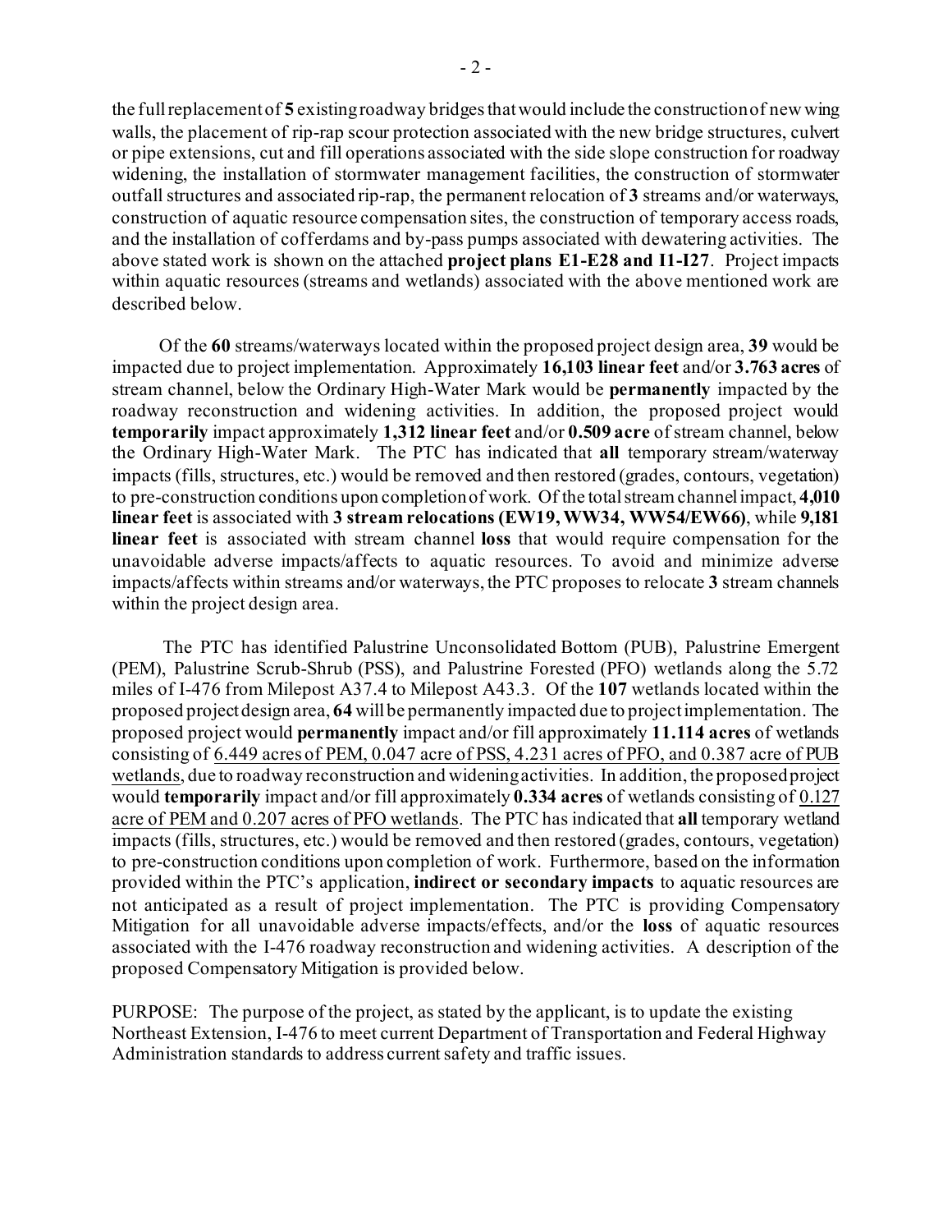the full replacement of **5** existing roadway bridges that would include the construction of new wing walls, the placement of rip-rap scour protection associated with the new bridge structures, culvert or pipe extensions, cut and fill operations associated with the side slope construction for roadway widening, the installation of stormwater management facilities, the construction of stormwater outfall structures and associated rip-rap, the permanent relocation of **3** streams and/or waterways, construction of aquatic resource compensation sites, the construction of temporary access roads, and the installation of cofferdams and by-pass pumps associated with dewatering activities. The above stated work is shown on the attached **project plans E1-E28 and I1-I27**. Project impacts within aquatic resources (streams and wetlands) associated with the above mentioned work are described below.

Of the **60** streams/waterways located within the proposed project design area, **39** would be impacted due to project implementation. Approximately **16,103 linear feet** and/or **3.763 acres** of stream channel, below the Ordinary High-Water Mark would be **permanently** impacted by the roadway reconstruction and widening activities. In addition, the proposed project would **temporarily** impact approximately **1,312 linear feet** and/or **0.509 acre** of stream channel, below the Ordinary High-Water Mark. The PTC has indicated that **all** temporary stream/waterway impacts (fills, structures, etc.) would be removed and then restored (grades, contours, vegetation) to pre-construction conditions upon completion of work. Of the total stream channel impact, **4,010 linear feet** is associated with **3 stream relocations (EW19, WW34, WW54/EW66)**, while **9,181 linear feet** is associated with stream channel **loss** that would require compensation for the unavoidable adverse impacts/affects to aquatic resources. To avoid and minimize adverse impacts/affects within streams and/or waterways, the PTC proposes to relocate **3** stream channels within the project design area.

The PTC has identified Palustrine Unconsolidated Bottom (PUB), Palustrine Emergent (PEM), Palustrine Scrub-Shrub (PSS), and Palustrine Forested (PFO) wetlands along the 5.72 miles of I-476 from Milepost A37.4 to Milepost A43.3. Of the **107** wetlands located within the proposed project design area, **64** will be permanently impacted due to project implementation. The proposed project would **permanently** impact and/or fill approximately **11.114 acres** of wetlands consisting of 6.449 acres of PEM, 0.047 acre of PSS, 4.231 acres of PFO, and 0.387 acre of PUB wetlands, due to roadway reconstruction and widening activities. In addition, the proposed project would **temporarily** impact and/or fill approximately **0.334 acres** of wetlands consisting of 0.127 acre of PEM and 0.207 acres of PFO wetlands. The PTC has indicated that **all** temporary wetland impacts (fills, structures, etc.) would be removed and then restored (grades, contours, vegetation) to pre-construction conditions upon completion of work. Furthermore, based on the information provided within the PTC's application, **indirect or secondary impacts** to aquatic resources are not anticipated as a result of project implementation. The PTC is providing Compensatory Mitigation for all unavoidable adverse impacts/effects, and/or the **loss** of aquatic resources associated with the I-476 roadway reconstruction and widening activities. A description of the proposed Compensatory Mitigation is provided below.

PURPOSE: The purpose of the project, as stated by the applicant, is to update the existing Northeast Extension, I-476 to meet current Department of Transportation and Federal Highway Administration standards to address current safety and traffic issues.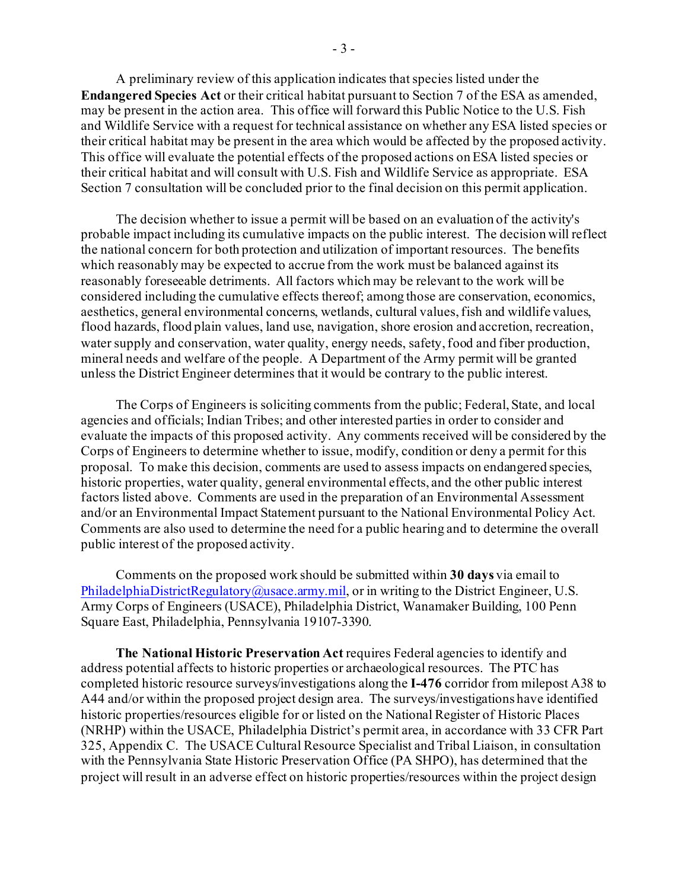A preliminary review of this application indicates that species listed under the **Endangered Species Act** or their critical habitat pursuant to Section 7 of the ESA as amended, may be present in the action area. This office will forward this Public Notice to the U.S. Fish and Wildlife Service with a request for technical assistance on whether any ESA listed species or their critical habitat may be present in the area which would be affected by the proposed activity. This office will evaluate the potential effects of the proposed actions on ESA listed species or their critical habitat and will consult with U.S. Fish and Wildlife Service as appropriate. ESA Section 7 consultation will be concluded prior to the final decision on this permit application.

The decision whether to issue a permit will be based on an evaluation of the activity's probable impact including its cumulative impacts on the public interest. The decision will reflect the national concern for both protection and utilization of important resources. The benefits which reasonably may be expected to accrue from the work must be balanced against its reasonably foreseeable detriments. All factors which may be relevant to the work will be considered including the cumulative effects thereof; among those are conservation, economics, aesthetics, general environmental concerns, wetlands, cultural values, fish and wildlife values, flood hazards, flood plain values, land use, navigation, shore erosion and accretion, recreation, water supply and conservation, water quality, energy needs, safety, food and fiber production, mineral needs and welfare of the people. A Department of the Army permit will be granted unless the District Engineer determines that it would be contrary to the public interest.

The Corps of Engineers is soliciting comments from the public; Federal, State, and local agencies and officials; Indian Tribes; and other interested parties in order to consider and evaluate the impacts of this proposed activity. Any comments received will be considered by the Corps of Engineers to determine whether to issue, modify, condition or deny a permit for this proposal. To make this decision, comments are used to assess impacts on endangered species, historic properties, water quality, general environmental effects, and the other public interest factors listed above. Comments are used in the preparation of an Environmental Assessment and/or an Environmental Impact Statement pursuant to the National Environmental Policy Act. Comments are also used to determine the need for a public hearing and to determine the overall public interest of the proposed activity.

Comments on the proposed work should be submitted within **30 days** via email to PhiladelphiaDistrictRegulatory@usace.army.mil, or in writing to the District Engineer, U.S. Army Corps of Engineers (USACE), Philadelphia District, Wanamaker Building, 100 Penn Square East, Philadelphia, Pennsylvania 19107-3390.

**The National Historic Preservation Act** requires Federal agencies to identify and address potential affects to historic properties or archaeological resources. The PTC has completed historic resource surveys/investigations along the **I-476** corridor from milepost A38 to A44 and/or within the proposed project design area. The surveys/investigations have identified historic properties/resources eligible for or listed on the National Register of Historic Places (NRHP) within the USACE, Philadelphia District's permit area, in accordance with 33 CFR Part 325, Appendix C. The USACE Cultural Resource Specialist and Tribal Liaison, in consultation with the Pennsylvania State Historic Preservation Office (PA SHPO), has determined that the project will result in an adverse effect on historic properties/resources within the project design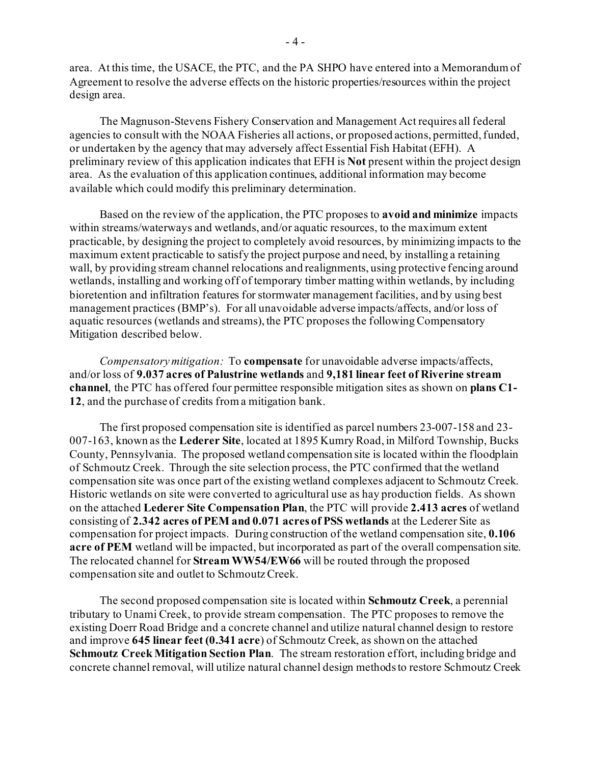area. At this time, the USACE, the PTC, and the PA SHPO have entered into a Memorandum of Agreement to resolve the adverse effects on the historic properties/resources within the project design area.

The Magnuson-Stevens Fishery Conservation and Management Act requires all federal agencies to consult with the NOAA Fisheries all actions, or proposed actions, permitted, funded, or undertaken by the agency that may adversely affect Essential Fish Habitat (EFH). A preliminary review of this application indicates that EFH is **Not** present within the project design area. As the evaluation of this application continues, additional information may become available which could modify this preliminary determination.

Based on the review of the application, the PTC proposes to **avoid and minimize** impacts within streams/waterways and wetlands, and/or aquatic resources, to the maximum extent practicable, by designing the project to completely avoid resources, by minimizing impacts to the maximum extent practicable to satisfy the project purpose and need, by installing a retaining wall, by providing stream channel relocations and realignments, using protective fencing around wetlands, installing and working off of temporary timber matting within wetlands, by including bioretention and infiltration features for stormwater management facilities, and by using best management practices (BMP's). For all unavoidable adverse impacts/affects, and/or loss of aquatic resources (wetlands and streams), the PTC proposes the following Compensatory Mitigation described below.

*Compensatory mitigation:* To **compensate** for unavoidable adverse impacts/affects, and/or loss of **9.037 acres of Palustrine wetlands** and **9,181 linear feet of Riverine stream channel**, the PTC has offered four permittee responsible mitigation sites as shown on **plans C1-12**, and the purchase of credits from a mitigation bank.

The first proposed compensation site is identified as parcel numbers 23-007-158 and 23-007-163, known as the **Lederer Site**, located at 1895 Kumry Road, in Milford Township, Bucks County, Pennsylvania. The proposed wetland compensation site is located within the floodplain of Schmoutz Creek. Through the site selection process, the PTC confirmed that the wetland compensation site was once part of the existing wetland complexes adjacent to Schmoutz Creek. Historic wetlands on site were converted to agricultural use as hay production fields. As shown on the attached **Lederer Site Compensation Plan**, the PTC will provide **2.413 acres** of wetland consisting of **2.342 acres of PEM and 0.071 acres of PSS wetlands** at the Lederer Site as compensation for project impacts. During construction of the wetland compensation site, **0.106 acre of PEM** wetland will be impacted, but incorporated as part of the overall compensation site. The relocated channel for **Stream WW54/EW66** will be routed through the proposed compensation site and outlet to Schmoutz Creek.

The second proposed compensation site is located within **Schmoutz Creek**, a perennial tributary to Unami Creek, to provide stream compensation. The PTC proposes to remove the existing Doerr Road Bridge and a concrete channel and utilize natural channel design to restore and improve **645 linear feet (0.341 acre**) of Schmoutz Creek, as shown on the attached **Schmoutz Creek Mitigation Section Plan**. The stream restoration effort, including bridge and concrete channel removal, will utilize natural channel design methods to restore Schmoutz Creek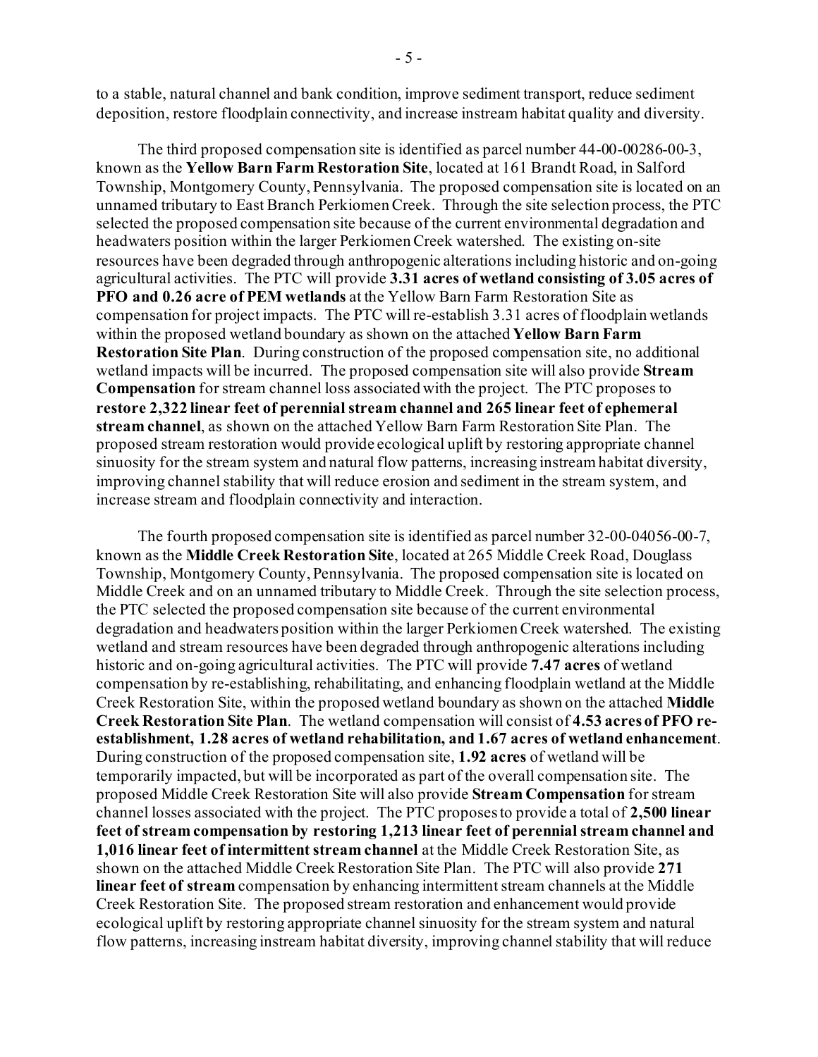to a stable, natural channel and bank condition, improve sediment transport, reduce sediment deposition, restore floodplain connectivity, and increase instream habitat quality and diversity.

The third proposed compensation site is identified as parcel number 44-00-00286-00-3, known as the **Yellow Barn Farm Restoration Site**, located at 161 Brandt Road, in Salford Township, Montgomery County, Pennsylvania. The proposed compensation site is located on an unnamed tributary to East Branch Perkiomen Creek. Through the site selection process, the PTC selected the proposed compensation site because of the current environmental degradation and headwaters position within the larger Perkiomen Creek watershed. The existing on-site resources have been degraded through anthropogenic alterations including historic and on-going agricultural activities. The PTC will provide **3.31 acres of wetland consisting of 3.05 acres of PFO and 0.26 acre of PEM wetlands** at the Yellow Barn Farm Restoration Site as compensation for project impacts. The PTC will re-establish 3.31 acres of floodplain wetlands within the proposed wetland boundary as shown on the attached **Yellow Barn Farm Restoration Site Plan**. During construction of the proposed compensation site, no additional wetland impacts will be incurred. The proposed compensation site will also provide **Stream Compensation** for stream channel loss associated with the project. The PTC proposes to **restore 2,322 linear feet of perennial stream channel and 265 linear feet of ephemeral stream channel**, as shown on the attached Yellow Barn Farm Restoration Site Plan. The proposed stream restoration would provide ecological uplift by restoring appropriate channel sinuosity for the stream system and natural flow patterns, increasing instream habitat diversity, improving channel stability that will reduce erosion and sediment in the stream system, and increase stream and floodplain connectivity and interaction.

The fourth proposed compensation site is identified as parcel number 32-00-04056-00-7, known as the **Middle Creek Restoration Site**, located at 265 Middle Creek Road, Douglass Township, Montgomery County, Pennsylvania. The proposed compensation site is located on Middle Creek and on an unnamed tributary to Middle Creek. Through the site selection process, the PTC selected the proposed compensation site because of the current environmental degradation and headwaters position within the larger Perkiomen Creek watershed. The existing wetland and stream resources have been degraded through anthropogenic alterations including historic and on-going agricultural activities. The PTC will provide **7.47 acres** of wetland compensation by re-establishing, rehabilitating, and enhancing floodplain wetland at the Middle Creek Restoration Site, within the proposed wetland boundary as shown on the attached **Middle Creek Restoration Site Plan**. The wetland compensation will consist of **4.53 acres of PFO re-establishment, 1.28 acres of wetland rehabilitation, and 1.67 acres of wetland enhancement**. During construction of the proposed compensation site, **1.92 acres** of wetland will be temporarily impacted, but will be incorporated as part of the overall compensation site. The proposed Middle Creek Restoration Site will also provide **Stream Compensation** for stream channel losses associated with the project. The PTC proposes to provide a total of **2,500 linear feet of stream compensation by restoring 1,213 linear feet of perennial stream channel and 1,016 linear feet of intermittent stream channel** at the Middle Creek Restoration Site, as shown on the attached Middle Creek Restoration Site Plan. The PTC will also provide **271 linear feet of stream** compensation by enhancing intermittent stream channels at the Middle Creek Restoration Site. The proposed stream restoration and enhancement would provide ecological uplift by restoring appropriate channel sinuosity for the stream system and natural flow patterns, increasing instream habitat diversity, improving channel stability that will reduce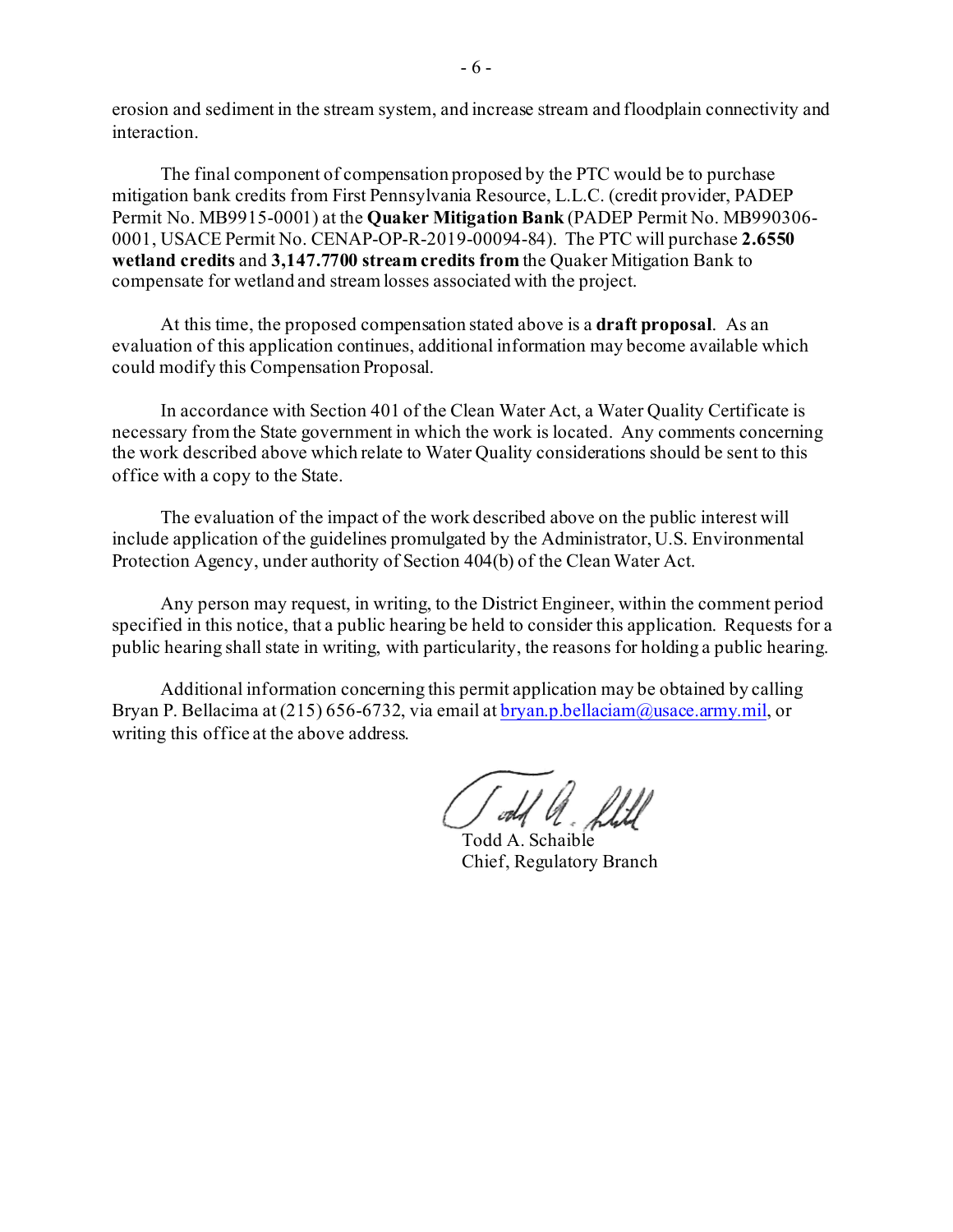erosion and sediment in the stream system, and increase stream and floodplain connectivity and interaction.

The final component of compensation proposed by the PTC would be to purchase mitigation bank credits from First Pennsylvania Resource, L.L.C. (credit provider, PADEP Permit No. MB9915-0001) at the **Quaker Mitigation Bank** (PADEP Permit No. MB990306-0001, USACE Permit No. CENAP-OP-R-2019-00094-84). The PTC will purchase **2.6550 wetland credits** and **3,147.7700 stream credits from** the Quaker Mitigation Bank to compensate for wetland and stream losses associated with the project.

At this time, the proposed compensation stated above is a **draft proposal**. As an evaluation of this application continues, additional information may become available which could modify this Compensation Proposal.

In accordance with Section 401 of the Clean Water Act, a Water Quality Certificate is necessary from the State government in which the work is located. Any comments concerning the work described above which relate to Water Quality considerations should be sent to this office with a copy to the State.

The evaluation of the impact of the work described above on the public interest will include application of the guidelines promulgated by the Administrator, U.S. Environmental Protection Agency, under authority of Section 404(b) of the Clean Water Act.

Any person may request, in writing, to the District Engineer, within the comment period specified in this notice, that a public hearing be held to consider this application. Requests for a public hearing shall state in writing, with particularity, the reasons for holding a public hearing.

Additional information concerning this permit application may be obtained by calling Bryan P. Bellacima at (215) 656-6732, via email at bryan.p.bellaciam@usace.army.mil, or writing this office at the above address.

Todd A. Schaible
Chief, Regulatory Branch